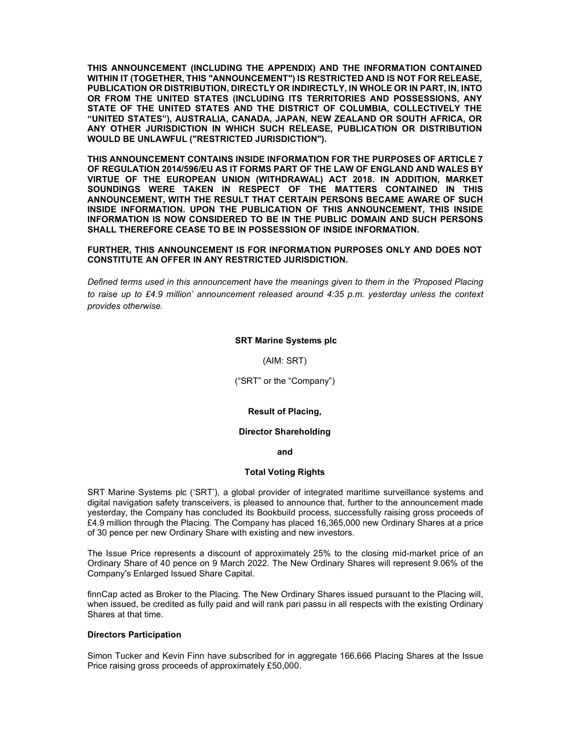**THIS ANNOUNCEMENT (INCLUDING THE APPENDIX) AND THE INFORMATION CONTAINED WITHIN IT (TOGETHER, THIS "ANNOUNCEMENT") IS RESTRICTED AND IS NOT FOR RELEASE, PUBLICATION OR DISTRIBUTION, DIRECTLY OR INDIRECTLY, IN WHOLE OR IN PART, IN, INTO OR FROM THE UNITED STATES (INCLUDING ITS TERRITORIES AND POSSESSIONS, ANY STATE OF THE UNITED STATES AND THE DISTRICT OF COLUMBIA, COLLECTIVELY THE "UNITED STATES"), AUSTRALIA, CANADA, JAPAN, NEW ZEALAND OR SOUTH AFRICA, OR ANY OTHER JURISDICTION IN WHICH SUCH RELEASE, PUBLICATION OR DISTRIBUTION WOULD BE UNLAWFUL ("RESTRICTED JURISDICTION").**

**THIS ANNOUNCEMENT CONTAINS INSIDE INFORMATION FOR THE PURPOSES OF ARTICLE 7 OF REGULATION 2014/596/EU AS IT FORMS PART OF THE LAW OF ENGLAND AND WALES BY VIRTUE OF THE EUROPEAN UNION (WITHDRAWAL) ACT 2018. IN ADDITION, MARKET SOUNDINGS WERE TAKEN IN RESPECT OF THE MATTERS CONTAINED IN THIS ANNOUNCEMENT, WITH THE RESULT THAT CERTAIN PERSONS BECAME AWARE OF SUCH INSIDE INFORMATION. UPON THE PUBLICATION OF THIS ANNOUNCEMENT, THIS INSIDE INFORMATION IS NOW CONSIDERED TO BE IN THE PUBLIC DOMAIN AND SUCH PERSONS SHALL THEREFORE CEASE TO BE IN POSSESSION OF INSIDE INFORMATION.**

**FURTHER, THIS ANNOUNCEMENT IS FOR INFORMATION PURPOSES ONLY AND DOES NOT CONSTITUTE AN OFFER IN ANY RESTRICTED JURISDICTION.**

*Defined terms used in this announcement have the meanings given to them in the 'Proposed Placing to raise up to £4.9 million' announcement released around 4:35 p.m. yesterday unless the context provides otherwise.*

**SRT Marine Systems plc**

(AIM: SRT)

("SRT" or the "Company")

**Result of Placing,**

**Director Shareholding**

**and**

**Total Voting Rights**

SRT Marine Systems plc ('SRT'), a global provider of integrated maritime surveillance systems and digital navigation safety transceivers, is pleased to announce that, further to the announcement made yesterday, the Company has concluded its Bookbuild process, successfully raising gross proceeds of £4.9 million through the Placing. The Company has placed 16,365,000 new Ordinary Shares at a price of 30 pence per new Ordinary Share with existing and new investors.

The Issue Price represents a discount of approximately 25% to the closing mid-market price of an Ordinary Share of 40 pence on 9 March 2022. The New Ordinary Shares will represent 9.06% of the Company's Enlarged Issued Share Capital.

finnCap acted as Broker to the Placing. The New Ordinary Shares issued pursuant to the Placing will, when issued, be credited as fully paid and will rank pari passu in all respects with the existing Ordinary Shares at that time.

**Directors Participation**

Simon Tucker and Kevin Finn have subscribed for in aggregate 166,666 Placing Shares at the Issue Price raising gross proceeds of approximately £50,000.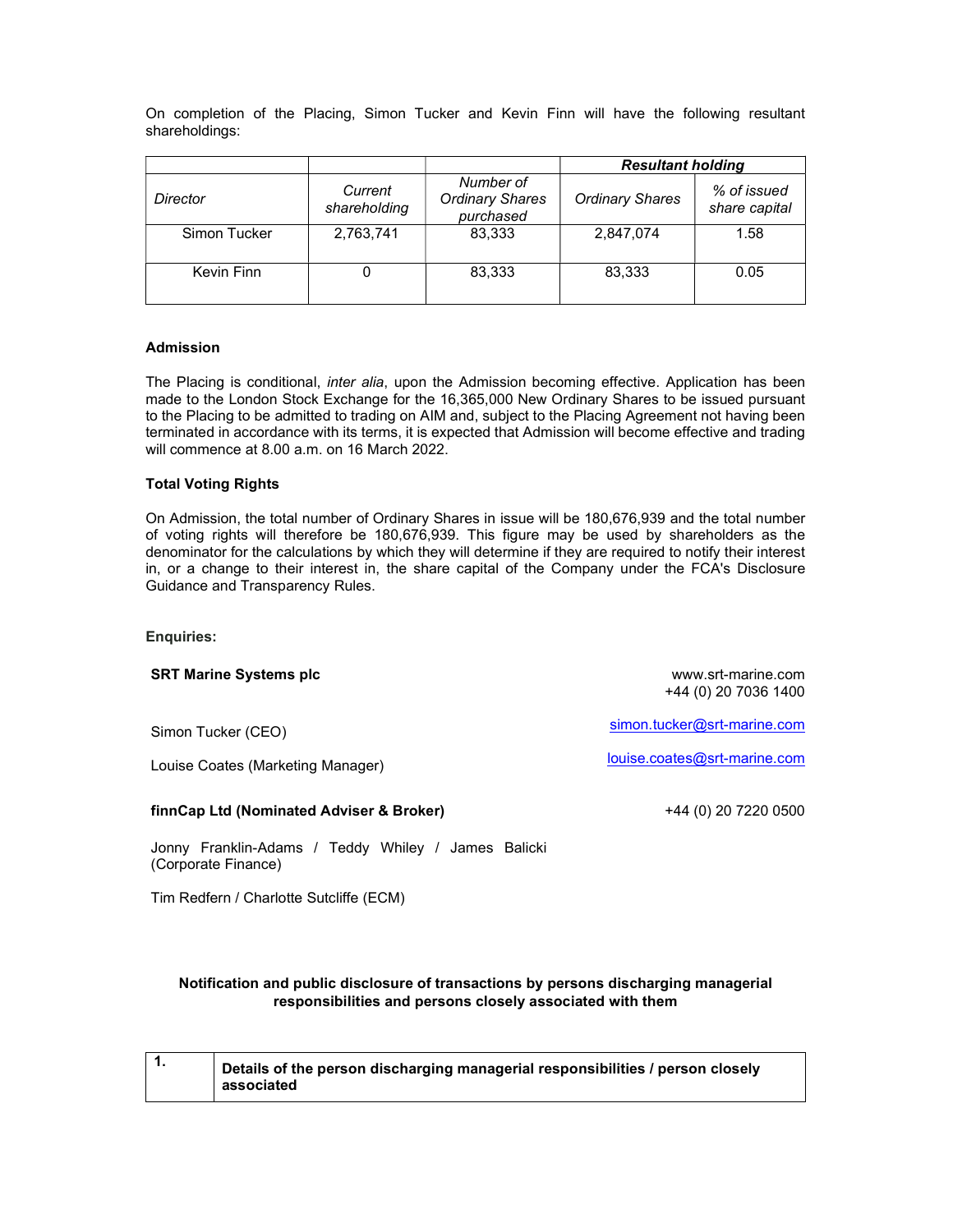On completion of the Placing, Simon Tucker and Kevin Finn will have the following resultant shareholdings:

| | | | ***Resultant holding*** | |
|---|---|---|---|---|
| *Director* | *Current shareholding* | *Number of Ordinary Shares purchased* | *Ordinary Shares* | *% of issued share capital* |
| Simon Tucker | 2,763,741 | 83,333 | 2,847,074 | 1.58 |
| Kevin Finn | 0 | 83,333 | 83,333 | 0.05 |

**Admission**

The Placing is conditional, *inter alia*, upon the Admission becoming effective. Application has been made to the London Stock Exchange for the 16,365,000 New Ordinary Shares to be issued pursuant to the Placing to be admitted to trading on AIM and, subject to the Placing Agreement not having been terminated in accordance with its terms, it is expected that Admission will become effective and trading will commence at 8.00 a.m. on 16 March 2022.

**Total Voting Rights**

On Admission, the total number of Ordinary Shares in issue will be 180,676,939 and the total number of voting rights will therefore be 180,676,939. This figure may be used by shareholders as the denominator for the calculations by which they will determine if they are required to notify their interest in, or a change to their interest in, the share capital of the Company under the FCA's Disclosure Guidance and Transparency Rules.

**Enquiries:**

**SRT Marine Systems plc** — www.srt-marine.com, +44 (0) 20 7036 1400

Simon Tucker (CEO) — simon.tucker@srt-marine.com

Louise Coates (Marketing Manager) — louise.coates@srt-marine.com

**finnCap Ltd (Nominated Adviser & Broker)** — +44 (0) 20 7220 0500

Jonny Franklin-Adams / Teddy Whiley / James Balicki (Corporate Finance)

Tim Redfern / Charlotte Sutcliffe (ECM)

**Notification and public disclosure of transactions by persons discharging managerial responsibilities and persons closely associated with them**

| **1.** | **Details of the person discharging managerial responsibilities / person closely associated** |
|---|---|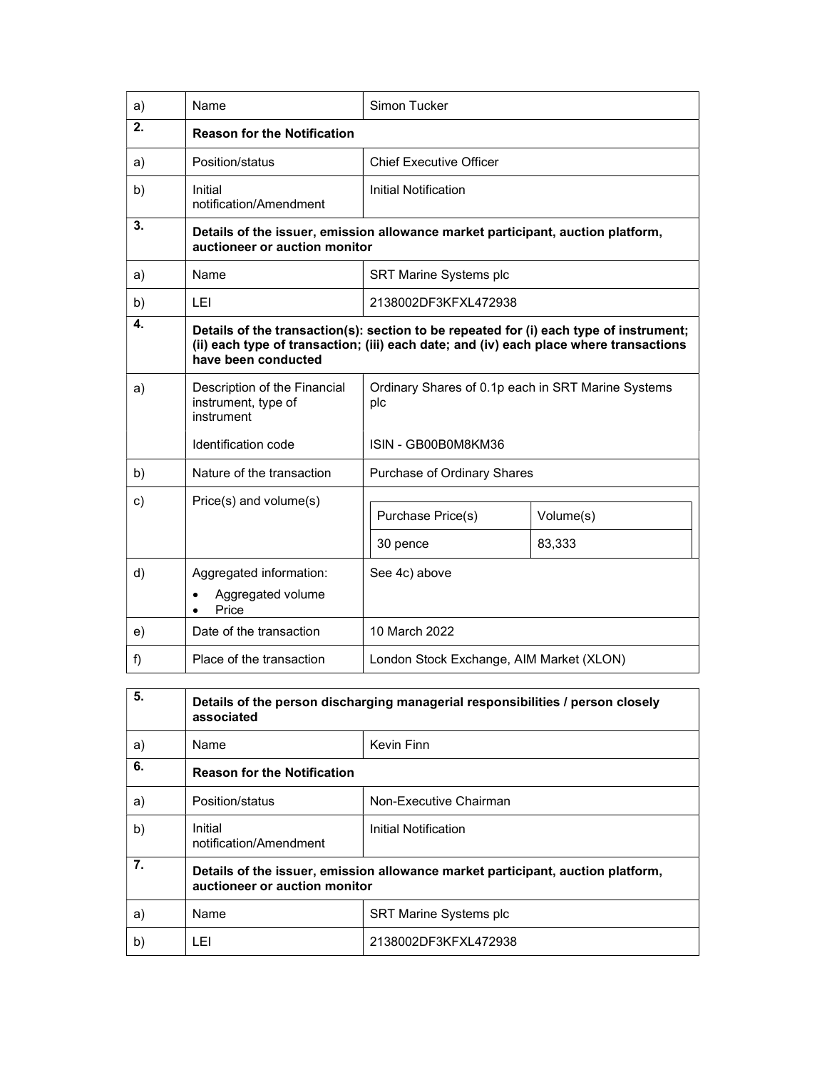| | | |
|---|---|---|
| a) | Name | Simon Tucker |
| **2.** | **Reason for the Notification** | |
| a) | Position/status | Chief Executive Officer |
| b) | Initial notification/Amendment | Initial Notification |
| **3.** | **Details of the issuer, emission allowance market participant, auction platform, auctioneer or auction monitor** | |
| a) | Name | SRT Marine Systems plc |
| b) | LEI | 2138002DF3KFXL472938 |
| **4.** | **Details of the transaction(s): section to be repeated for (i) each type of instrument; (ii) each type of transaction; (iii) each date; and (iv) each place where transactions have been conducted** | |
| a) | Description of the Financial instrument, type of instrument<br><br>Identification code | Ordinary Shares of 0.1p each in SRT Marine Systems plc<br><br>ISIN - GB00B0M8KM36 |
| b) | Nature of the transaction | Purchase of Ordinary Shares |
| c) | Price(s) and volume(s) | Purchase Price(s): 30 pence; Volume(s): 83,333 |
| d) | Aggregated information:<br>• Aggregated volume<br>• Price | See 4c) above |
| e) | Date of the transaction | 10 March 2022 |
| f) | Place of the transaction | London Stock Exchange, AIM Market (XLON) |

| | | |
|---|---|---|
| **5.** | **Details of the person discharging managerial responsibilities / person closely associated** | |
| a) | Name | Kevin Finn |
| **6.** | **Reason for the Notification** | |
| a) | Position/status | Non-Executive Chairman |
| b) | Initial notification/Amendment | Initial Notification |
| **7.** | **Details of the issuer, emission allowance market participant, auction platform, auctioneer or auction monitor** | |
| a) | Name | SRT Marine Systems plc |
| b) | LEI | 2138002DF3KFXL472938 |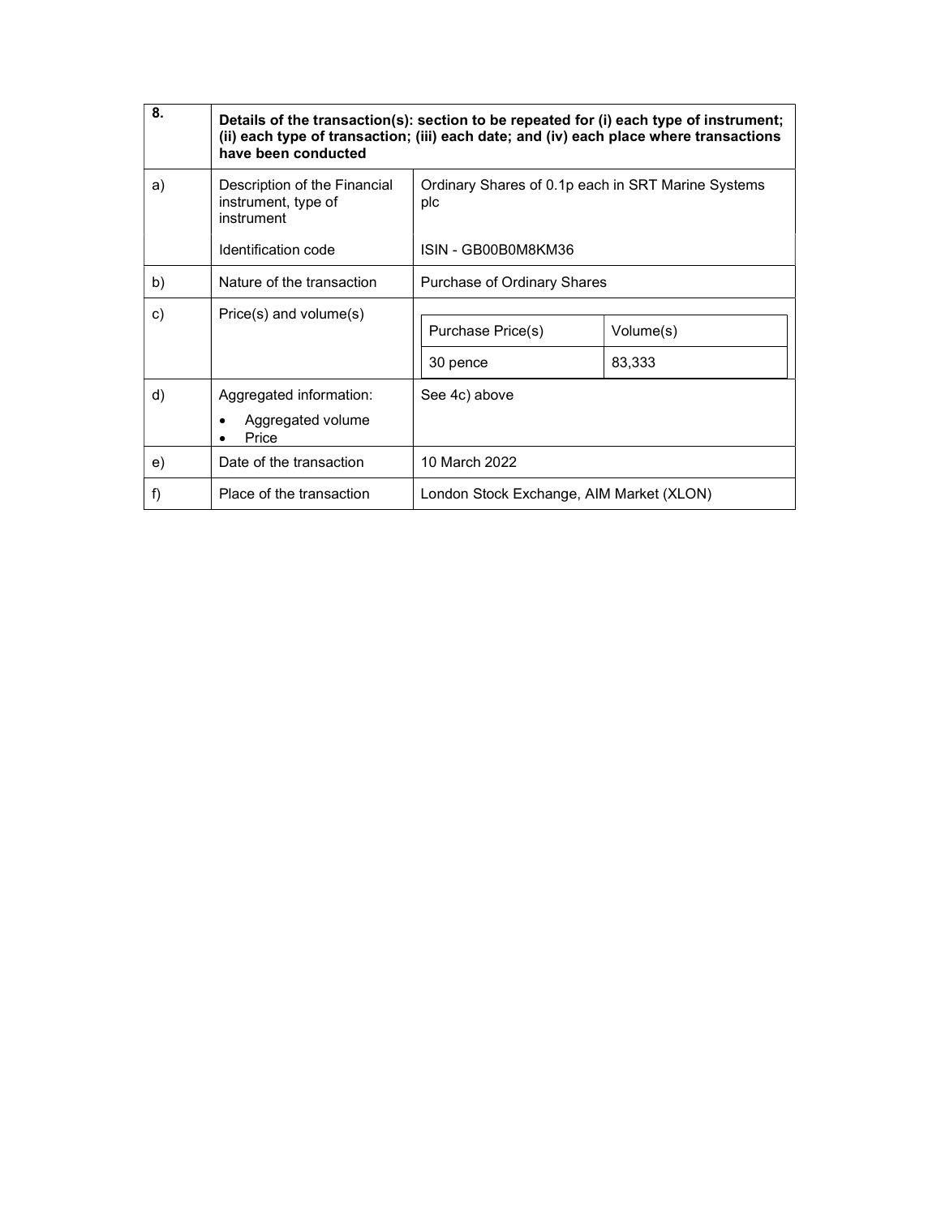| | | |
|---|---|---|
| **8.** | **Details of the transaction(s): section to be repeated for (i) each type of instrument; (ii) each type of transaction; (iii) each date; and (iv) each place where transactions have been conducted** | |
| a) | Description of the Financial instrument, type of instrument | Ordinary Shares of 0.1p each in SRT Marine Systems plc |
| | Identification code | ISIN - GB00B0M8KM36 |
| b) | Nature of the transaction | Purchase of Ordinary Shares |
| c) | Price(s) and volume(s) | Purchase Price(s): 30 pence; Volume(s): 83,333 |
| d) | Aggregated information:<br>• Aggregated volume<br>• Price | See 4c) above |
| e) | Date of the transaction | 10 March 2022 |
| f) | Place of the transaction | London Stock Exchange, AIM Market (XLON) |